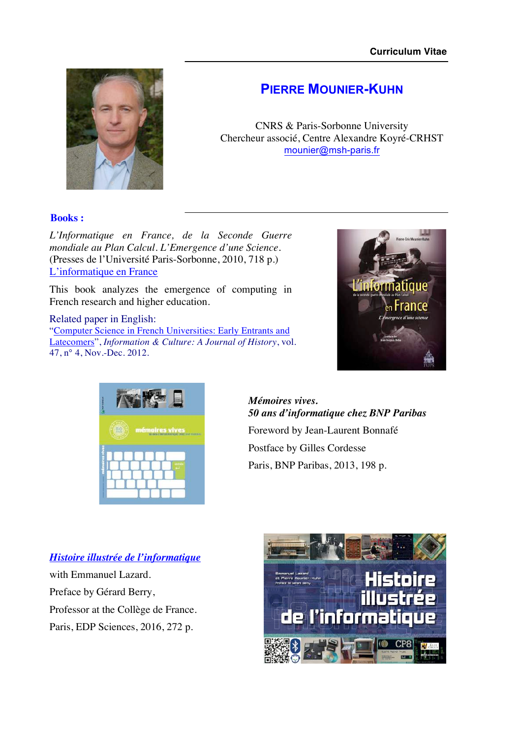Curriculum Vitae

# Pierre Mounier-Kuhn

CNRS & Paris-Sorbonne University
Chercheur associé, Centre Alexandre Koyré-CRHST
mounier@msh-paris.fr

## Books :

*L'Informatique en France, de la Seconde Guerre mondiale au Plan Calcul. L'Emergence d'une Science.* (Presses de l'Université Paris-Sorbonne, 2010, 718 p.)
L'informatique en France

This book analyzes the emergence of computing in French research and higher education.

Related paper in English:
"Computer Science in French Universities: Early Entrants and Latecomers", *Information & Culture: A Journal of History*, vol. 47, n° 4, Nov.-Dec. 2012.

***Mémoires vives.***
***50 ans d'informatique chez BNP Paribas***

Foreword by Jean-Laurent Bonnafé

Postface by Gilles Cordesse

Paris, BNP Paribas, 2013, 198 p.

***Histoire illustrée de l'informatique***

with Emmanuel Lazard.

Preface by Gérard Berry,

Professor at the Collège de France.

Paris, EDP Sciences, 2016, 272 p.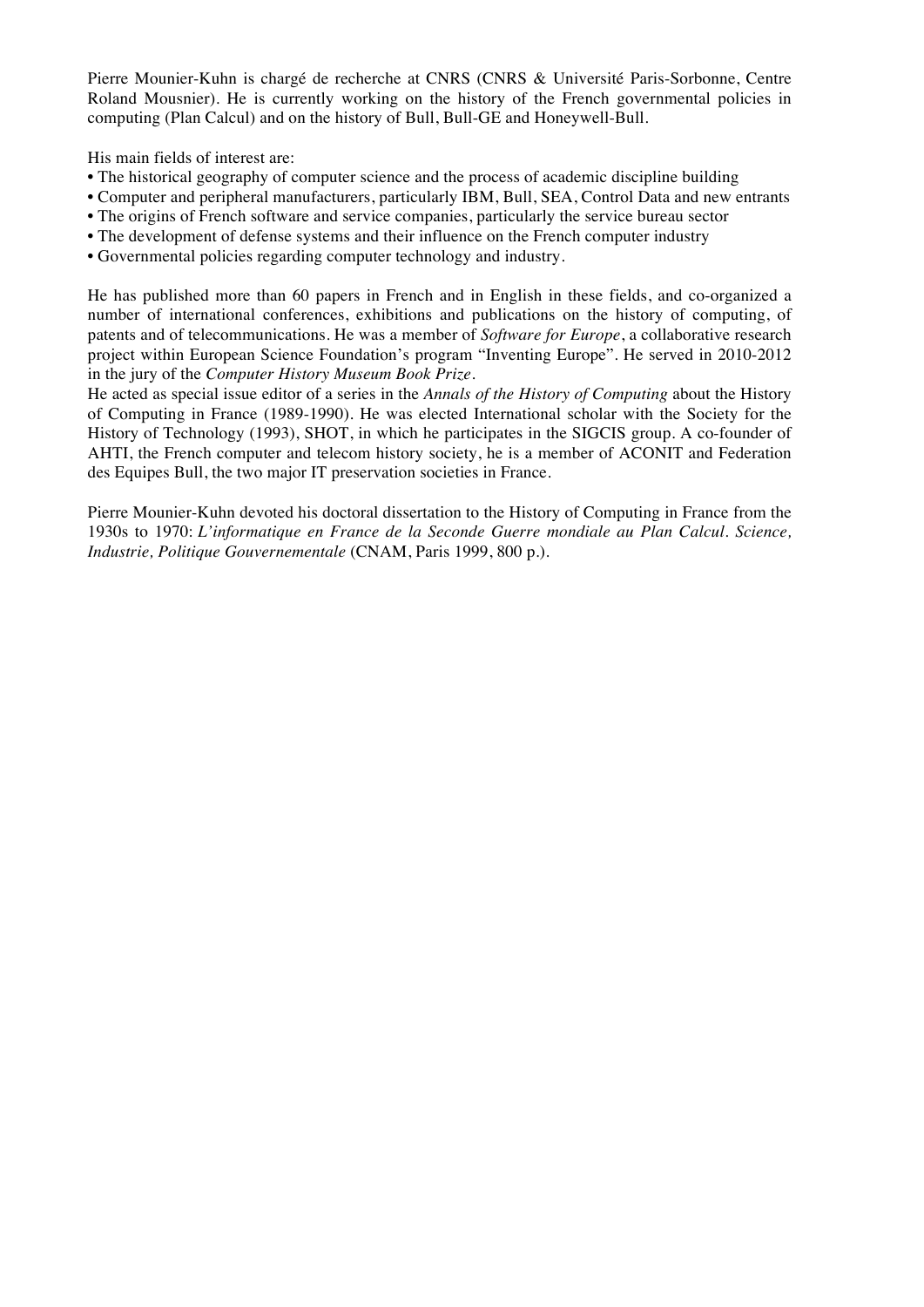Pierre Mounier-Kuhn is chargé de recherche at CNRS (CNRS & Université Paris-Sorbonne, Centre Roland Mousnier). He is currently working on the history of the French governmental policies in computing (Plan Calcul) and on the history of Bull, Bull-GE and Honeywell-Bull.

His main fields of interest are:

- The historical geography of computer science and the process of academic discipline building
- Computer and peripheral manufacturers, particularly IBM, Bull, SEA, Control Data and new entrants
- The origins of French software and service companies, particularly the service bureau sector
- The development of defense systems and their influence on the French computer industry
- Governmental policies regarding computer technology and industry.

He has published more than 60 papers in French and in English in these fields, and co-organized a number of international conferences, exhibitions and publications on the history of computing, of patents and of telecommunications. He was a member of *Software for Europe*, a collaborative research project within European Science Foundation's program "Inventing Europe". He served in 2010-2012 in the jury of the *Computer History Museum Book Prize*.

He acted as special issue editor of a series in the *Annals of the History of Computing* about the History of Computing in France (1989-1990). He was elected International scholar with the Society for the History of Technology (1993), SHOT, in which he participates in the SIGCIS group. A co-founder of AHTI, the French computer and telecom history society, he is a member of ACONIT and Federation des Equipes Bull, the two major IT preservation societies in France.

Pierre Mounier-Kuhn devoted his doctoral dissertation to the History of Computing in France from the 1930s to 1970: *L'informatique en France de la Seconde Guerre mondiale au Plan Calcul. Science, Industrie, Politique Gouvernementale* (CNAM, Paris 1999, 800 p.).